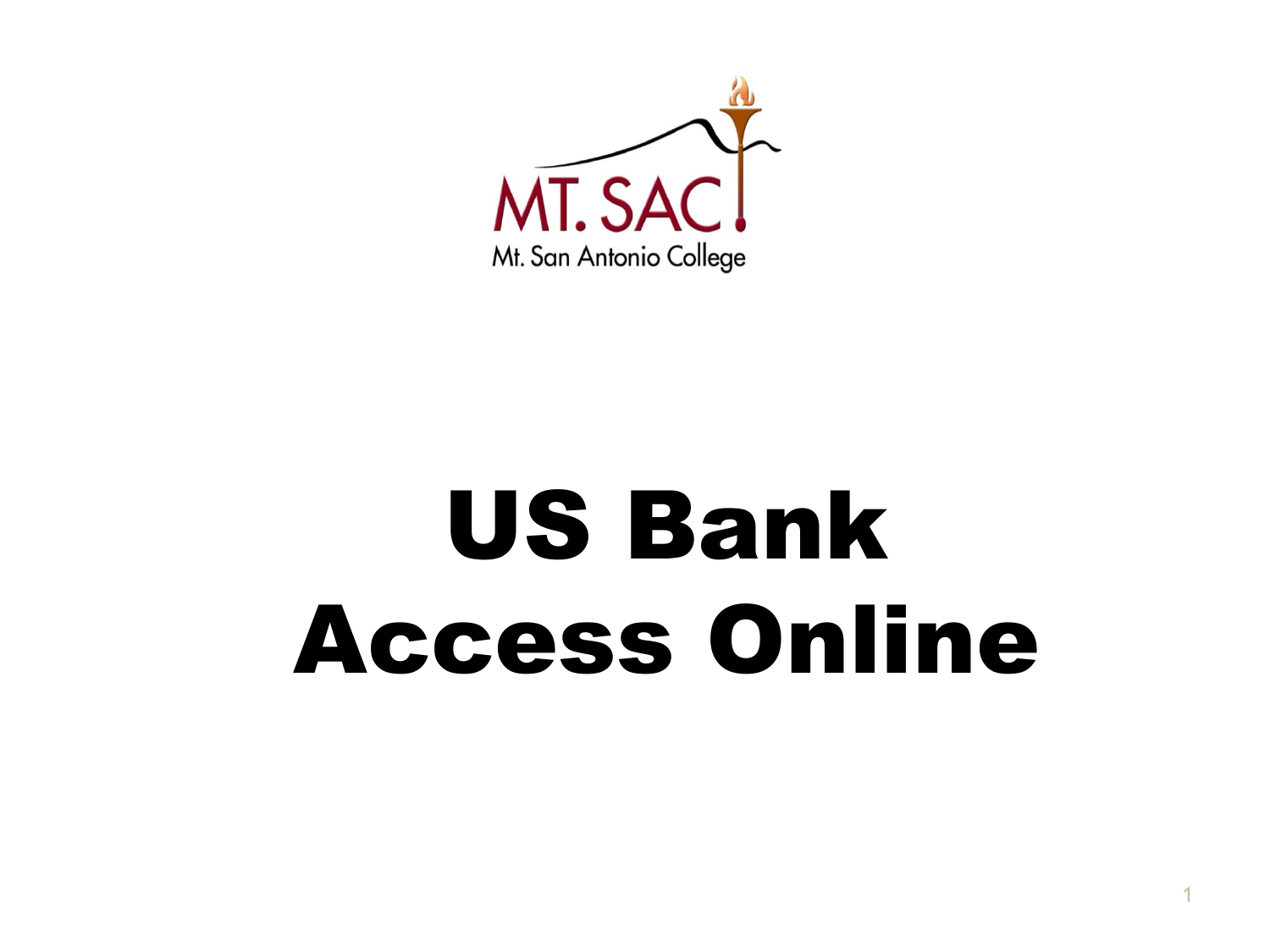MT. SAC

Mt. San Antonio College

# US Bank Access Online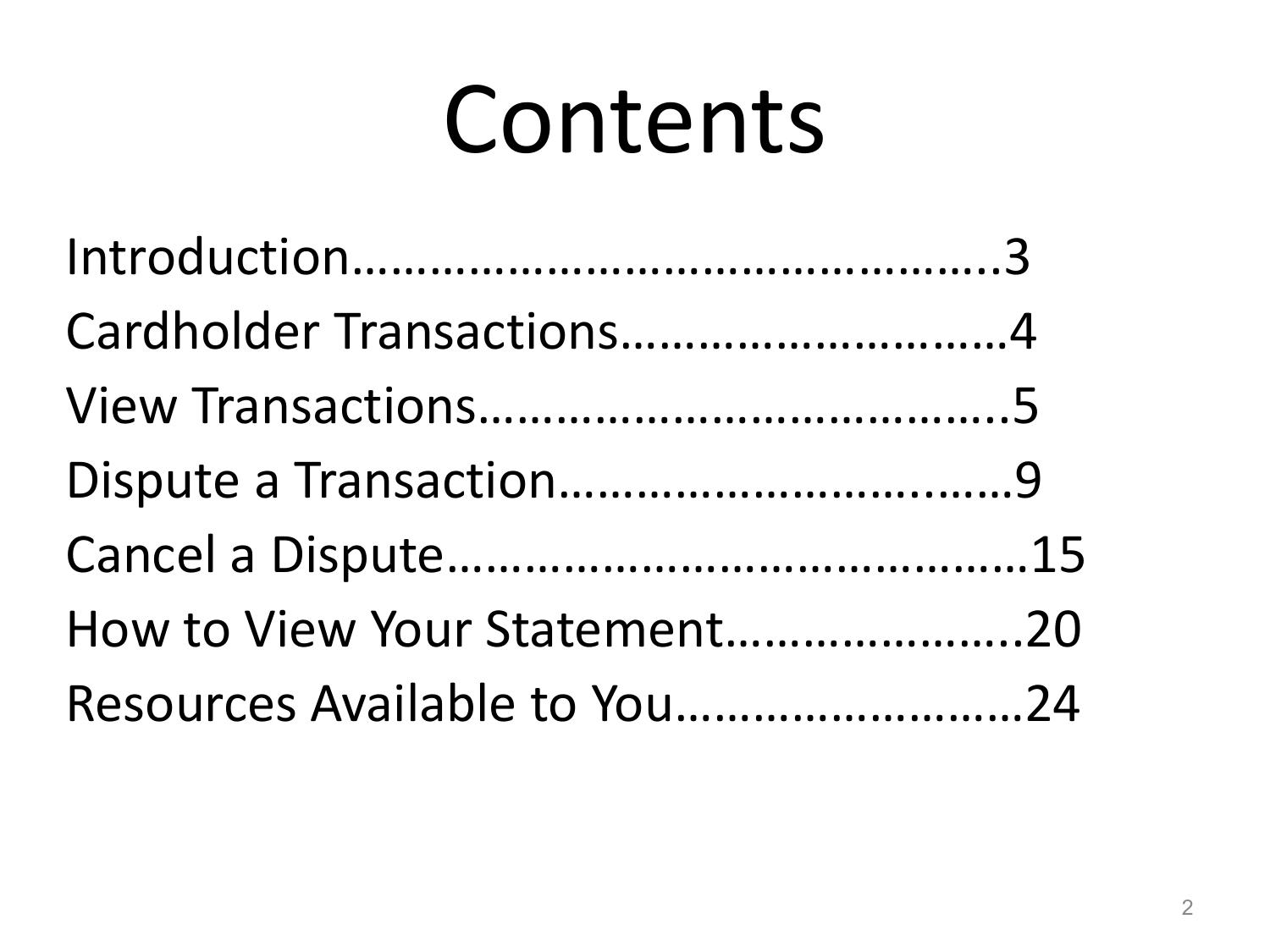# Contents

Introduction……………………………………….3
Cardholder Transactions………………….……4
View Transactions………………………………..5
Dispute a Transaction…………………….…….9
Cancel a Dispute…………………………………15
How to View Your Statement…………………20
Resources Available to You……………………24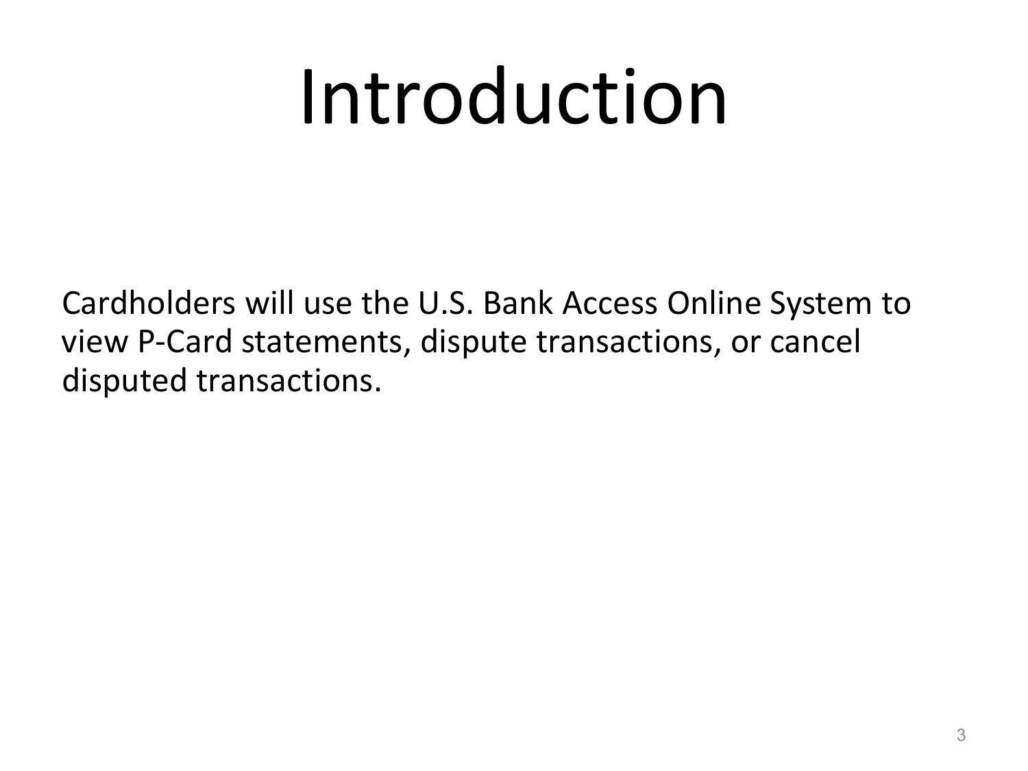# Introduction

Cardholders will use the U.S. Bank Access Online System to view P-Card statements, dispute transactions, or cancel disputed transactions.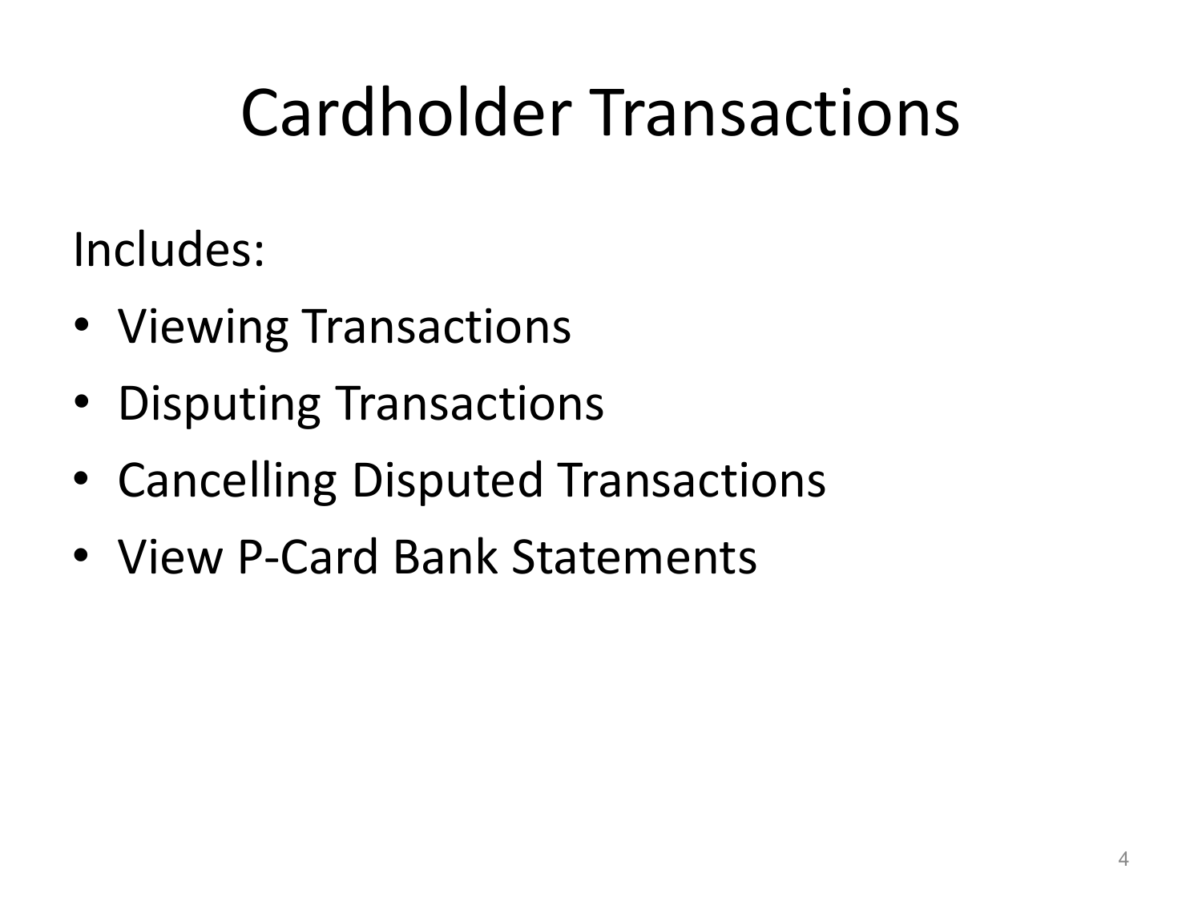# Cardholder Transactions

Includes:

- Viewing Transactions
- Disputing Transactions
- Cancelling Disputed Transactions
- View P-Card Bank Statements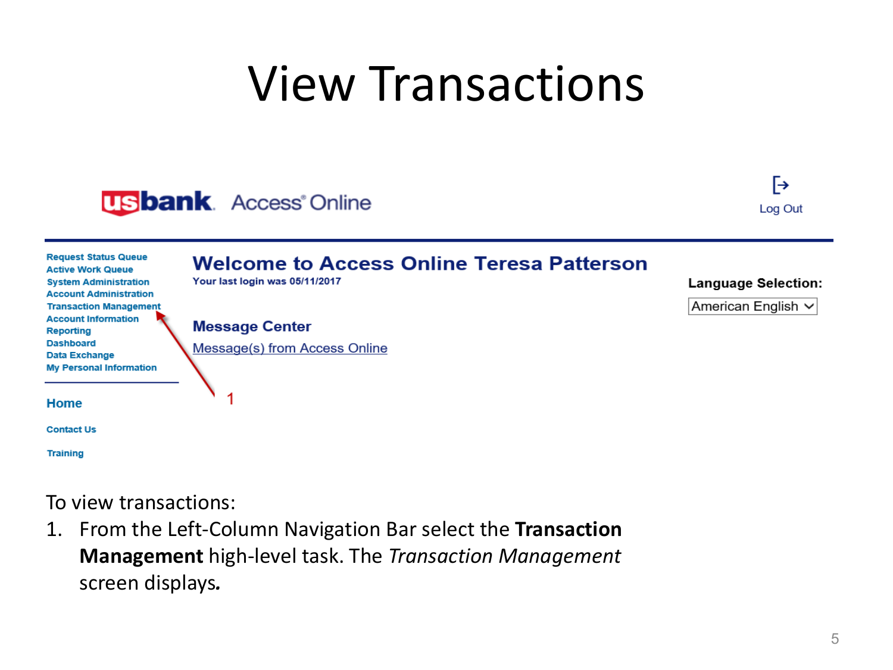# View Transactions

usbank. Access® Online

Log Out

Request Status Queue
Active Work Queue
System Administration
Account Administration
Transaction Management
Account Information
Reporting
Dashboard
Data Exchange
My Personal Information

Home

Contact Us

Training

**Welcome to Access Online Teresa Patterson**

Your last login was 05/11/2017

**Message Center**

Message(s) from Access Online

**Language Selection:**

American English

1

To view transactions:

1. From the Left-Column Navigation Bar select the **Transaction Management** high-level task. The *Transaction Management* screen displays*.*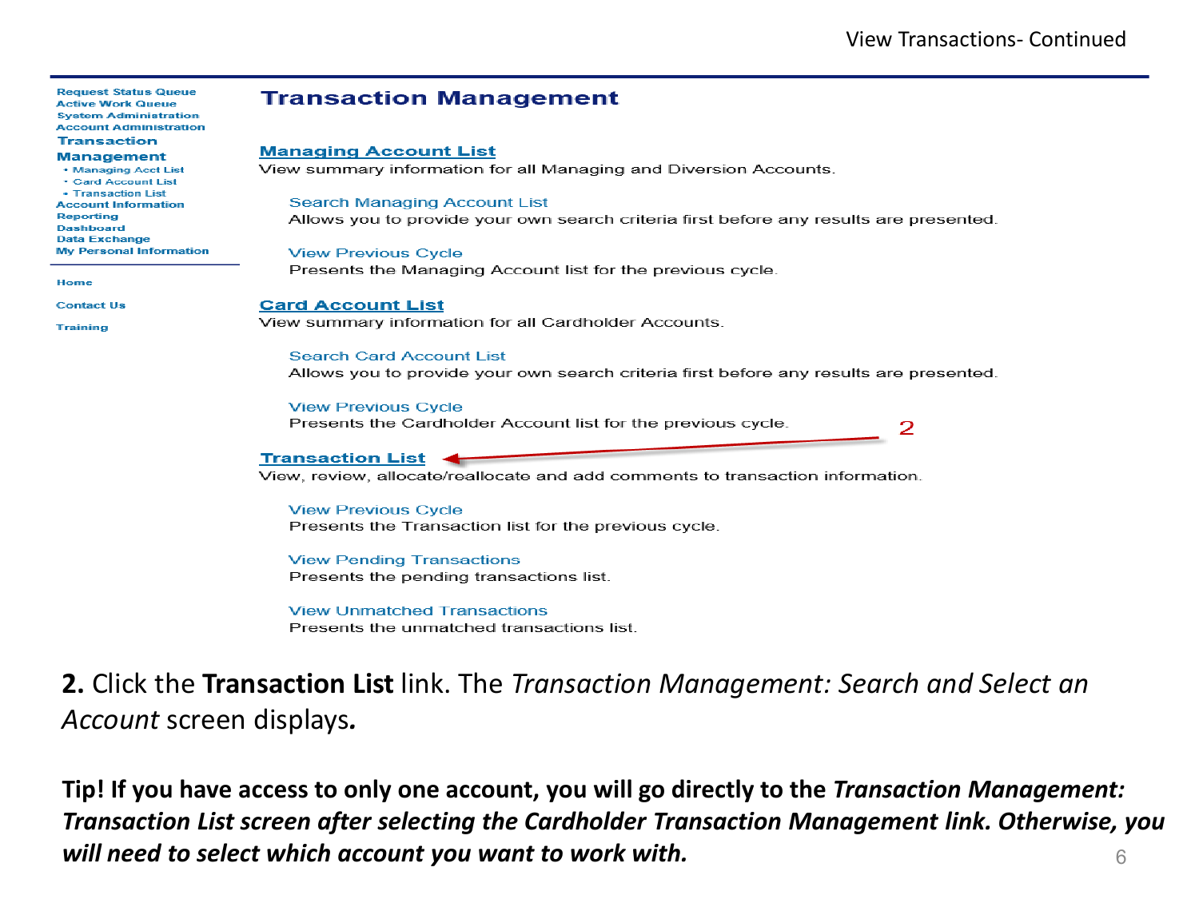View Transactions- Continued

Request Status Queue
Active Work Queue
System Administration
Account Administration
**Transaction Management**
- Managing Acct List
- Card Account List
- Transaction List

Account Information
Reporting
Dashboard
Data Exchange
My Personal Information

Home

Contact Us

Training

# Transaction Management

## Managing Account List

View summary information for all Managing and Diversion Accounts.

Search Managing Account List
Allows you to provide your own search criteria first before any results are presented.

View Previous Cycle
Presents the Managing Account list for the previous cycle.

## Card Account List

View summary information for all Cardholder Accounts.

Search Card Account List
Allows you to provide your own search criteria first before any results are presented.

View Previous Cycle
Presents the Cardholder Account list for the previous cycle.

2

## Transaction List

View, review, allocate/reallocate and add comments to transaction information.

View Previous Cycle
Presents the Transaction list for the previous cycle.

View Pending Transactions
Presents the pending transactions list.

View Unmatched Transactions
Presents the unmatched transactions list.

**2.** Click the **Transaction List** link. The *Transaction Management: Search and Select an Account* screen displays*.*

**Tip! If you have access to only one account, you will go directly to the *Transaction Management: Transaction List screen after selecting the Cardholder Transaction Management link. Otherwise, you will need to select which account you want to work with.***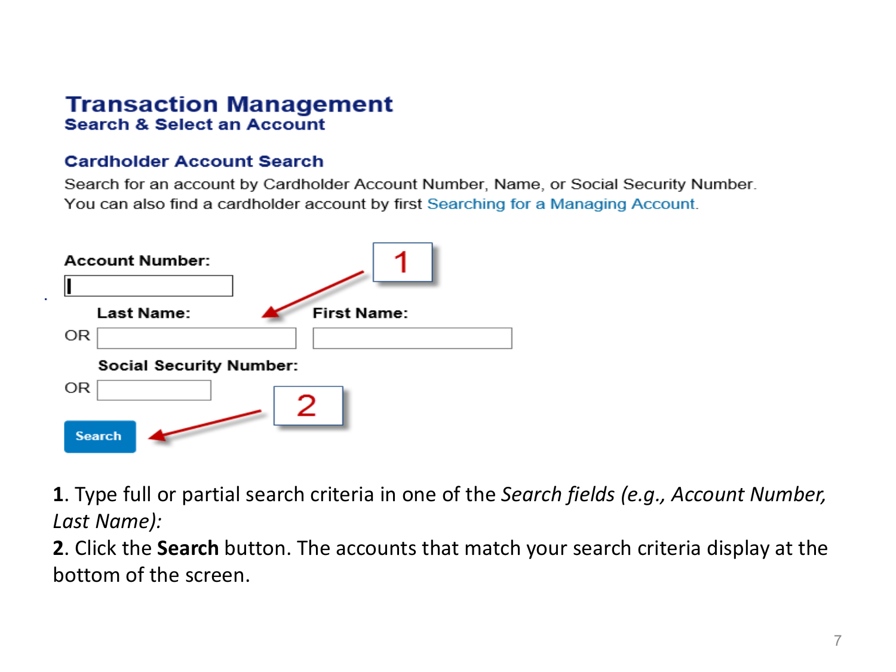# Transaction Management

## Search & Select an Account

### Cardholder Account Search

Search for an account by Cardholder Account Number, Name, or Social Security Number.
You can also find a cardholder account by first Searching for a Managing Account.

Account Number:

OR Last Name: First Name:

OR Social Security Number:

Search

**1**. Type full or partial search criteria in one of the *Search fields (e.g., Account Number, Last Name):*

**2**. Click the **Search** button. The accounts that match your search criteria display at the bottom of the screen.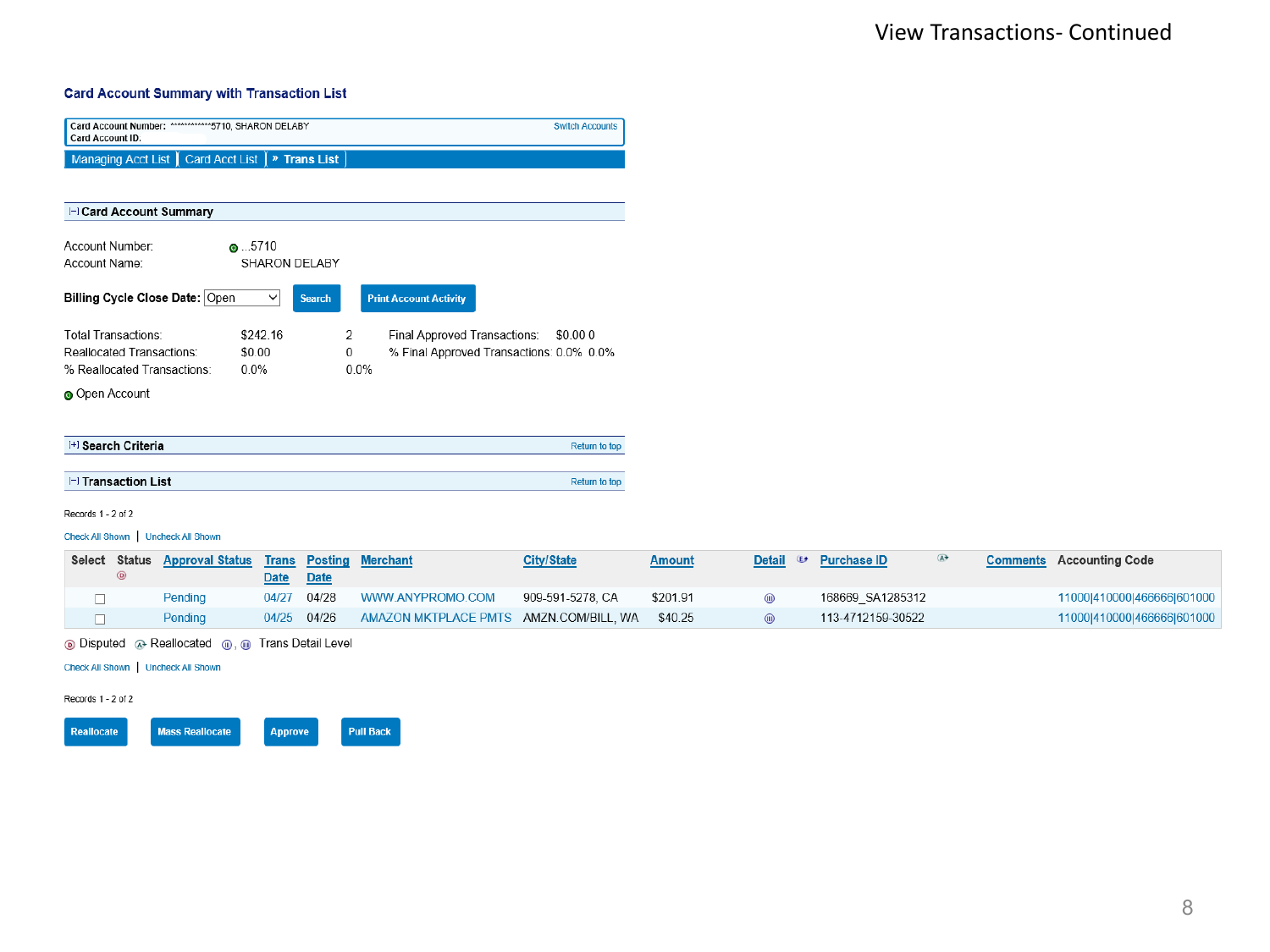# View Transactions- Continued

## Card Account Summary with Transaction List

**Card Account Number:** ************5710, SHARON DELABY  
**Card Account ID:**  
Switch Accounts

Managing Acct List | Card Acct List | » **Trans List**

### [-] Card Account Summary

Account Number: ...5710  
Account Name: SHARON DELABY

**Billing Cycle Close Date:** Open  
Search | Print Account Activity

| | | | | |
|---|---|---|---|---|
| Total Transactions: | $242.16 | 2 | Final Approved Transactions: | $0.00 0 |
| Reallocated Transactions: | $0.00 | 0 | % Final Approved Transactions: | 0.0% 0.0% |
| % Reallocated Transactions: | 0.0% | 0.0% | | |

Open Account

### [+] Search Criteria
Return to top

### [-] Transaction List
Return to top

Records 1 - 2 of 2

Check All Shown | Uncheck All Shown

| Select | Status | Approval Status | Trans Date | Posting Date | Merchant | City/State | Amount | Detail | Purchase ID | Comments | Accounting Code |
|---|---|---|---|---|---|---|---|---|---|---|---|
| ☐ | | Pending | 04/27 | 04/28 | WWW.ANYPROMO.COM | 909-591-5278, CA | $201.91 | | 168669_SA1285312 | | 11000\|410000\|466666\|601000 |
| ☐ | | Pending | 04/25 | 04/26 | AMAZON MKTPLACE PMTS | AMZN.COM/BILL, WA | $40.25 | | 113-4712159-30522 | | 11000\|410000\|466666\|601000 |

Disputed | Reallocated | Trans Detail Level

Check All Shown | Uncheck All Shown

Records 1 - 2 of 2

Reallocate | Mass Reallocate | Approve | Pull Back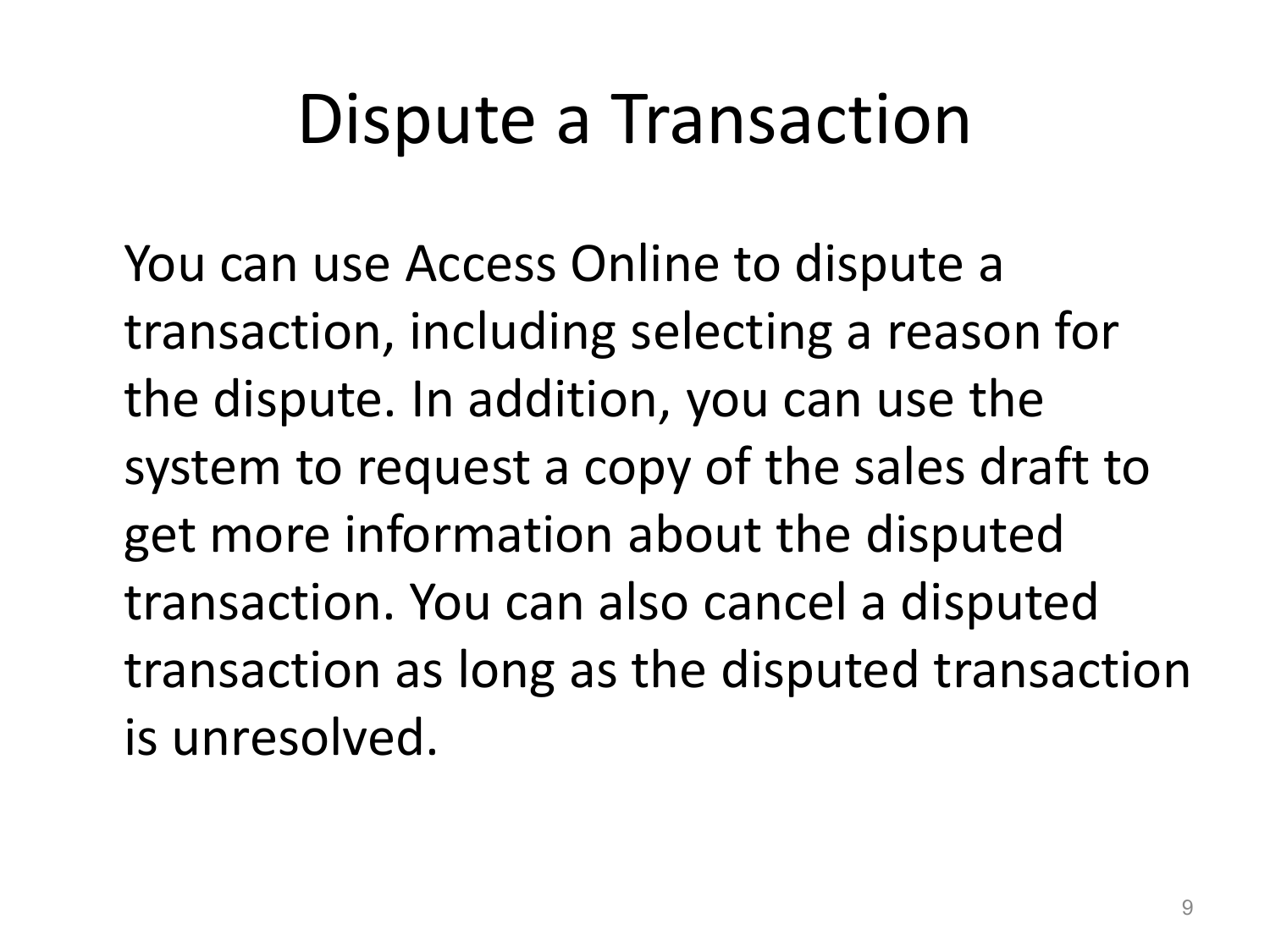# Dispute a Transaction

You can use Access Online to dispute a transaction, including selecting a reason for the dispute. In addition, you can use the system to request a copy of the sales draft to get more information about the disputed transaction. You can also cancel a disputed transaction as long as the disputed transaction is unresolved.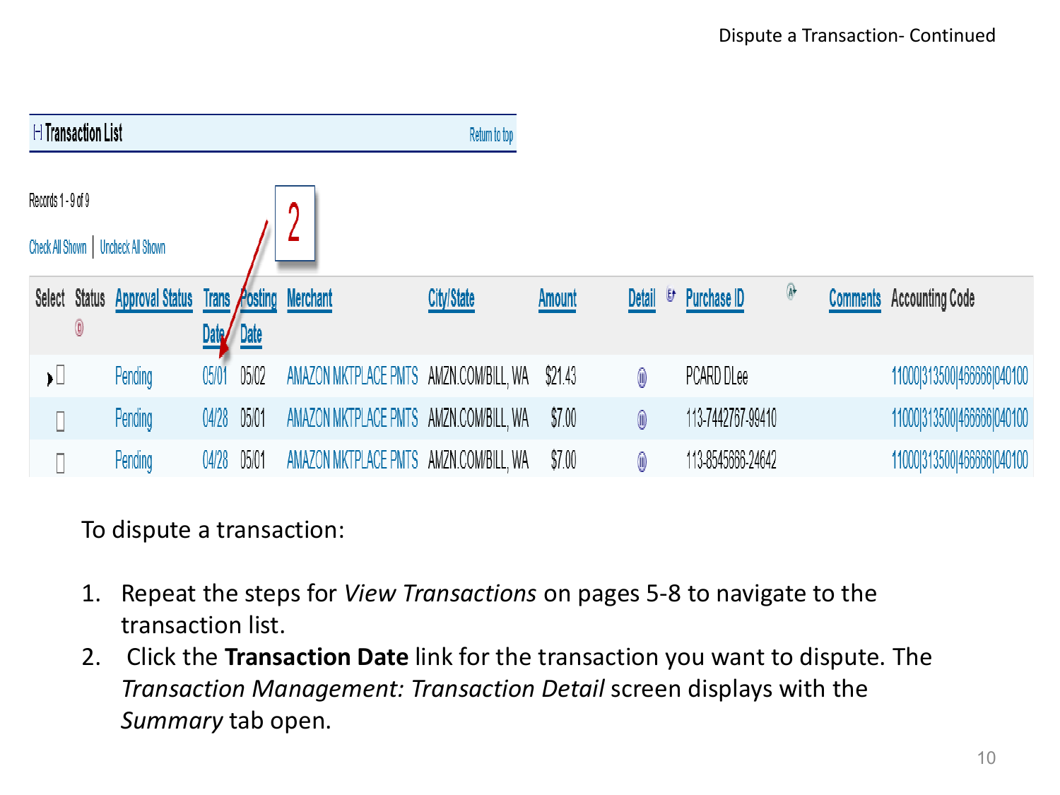Dispute a Transaction- Continued

**Transaction List** — Return to top

Records 1 - 9 of 9

Check All Shown | Uncheck All Shown

2

| Select | Status | Approval Status | Trans Date | Posting Date | Merchant | City/State | Amount | Detail | Purchase ID | Comments | Accounting Code |
|---|---|---|---|---|---|---|---|---|---|---|---|
|  |  | Pending | 05/01 | 05/02 | AMAZON MKTPLACE PMTS | AMZN.COM/BILL, WA | $21.43 |  | PCARD DLee |  | 11000\|313500\|466666\|040100 |
|  |  | Pending | 04/28 | 05/01 | AMAZON MKTPLACE PMTS | AMZN.COM/BILL, WA | $7.00 |  | 113-7442767-99410 |  | 11000\|313500\|466666\|040100 |
|  |  | Pending | 04/28 | 05/01 | AMAZON MKTPLACE PMTS | AMZN.COM/BILL, WA | $7.00 |  | 113-8545666-24642 |  | 11000\|313500\|466666\|040100 |

To dispute a transaction:

1. Repeat the steps for *View Transactions* on pages 5-8 to navigate to the transaction list.
2. Click the **Transaction Date** link for the transaction you want to dispute. The *Transaction Management: Transaction Detail* screen displays with the *Summary* tab open.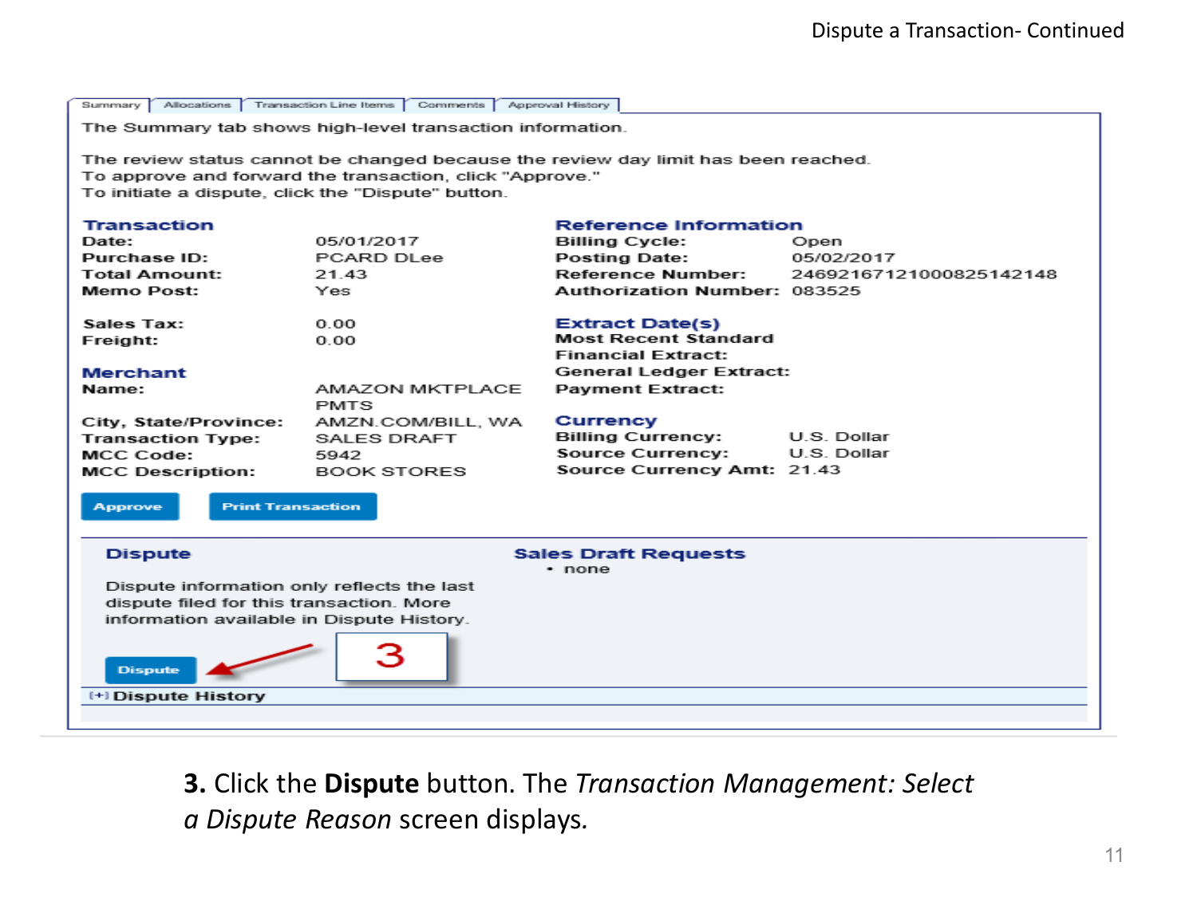## Dispute a Transaction- Continued

Summary | Allocations | Transaction Line Items | Comments | Approval History

The Summary tab shows high-level transaction information.

The review status cannot be changed because the review day limit has been reached.
To approve and forward the transaction, click "Approve."
To initiate a dispute, click the "Dispute" button.

**Transaction**

| | |
|---|---|
| **Date:** | 05/01/2017 |
| **Purchase ID:** | PCARD DLee |
| **Total Amount:** | 21.43 |
| **Memo Post:** | Yes |
| **Sales Tax:** | 0.00 |
| **Freight:** | 0.00 |

**Merchant**

| | |
|---|---|
| **Name:** | AMAZON MKTPLACE PMTS |
| **City, State/Province:** | AMZN.COM/BILL, WA |
| **Transaction Type:** | SALES DRAFT |
| **MCC Code:** | 5942 |
| **MCC Description:** | BOOK STORES |

**Reference Information**

| | |
|---|---|
| **Billing Cycle:** | Open |
| **Posting Date:** | 05/02/2017 |
| **Reference Number:** | 24692167121000825142148 |
| **Authorization Number:** | 083525 |

**Extract Date(s)**

**Most Recent Standard Financial Extract:**
**General Ledger Extract:**
**Payment Extract:**

**Currency**

| | |
|---|---|
| **Billing Currency:** | U.S. Dollar |
| **Source Currency:** | U.S. Dollar |
| **Source Currency Amt:** | 21.43 |

Approve | Print Transaction

**Dispute**

Dispute information only reflects the last dispute filed for this transaction. More information available in Dispute History.

Dispute

3

**Sales Draft Requests**

- none

[+] **Dispute History**

**3.** Click the **Dispute** button. The *Transaction Management: Select a Dispute Reason* screen displays.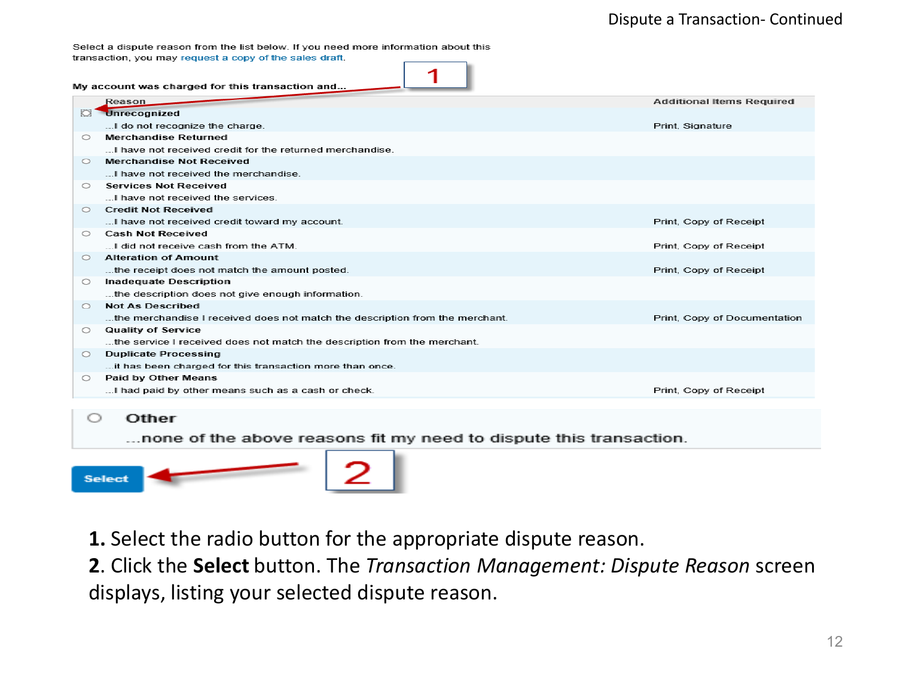## Dispute a Transaction- Continued

Select a dispute reason from the list below. If you need more information about this transaction, you may request a copy of the sales draft.

My account was charged for this transaction and...

| | Reason | Additional Items Required |
|---|---|---|
| ○ | **Unrecognized**<br>...I do not recognize the charge. | Print, Signature |
| ○ | **Merchandise Returned**<br>...I have not received credit for the returned merchandise. | |
| ○ | **Merchandise Not Received**<br>...I have not received the merchandise. | |
| ○ | **Services Not Received**<br>...I have not received the services. | |
| ○ | **Credit Not Received**<br>...I have not received credit toward my account. | Print, Copy of Receipt |
| ○ | **Cash Not Received**<br>...I did not receive cash from the ATM. | Print, Copy of Receipt |
| ○ | **Alteration of Amount**<br>...the receipt does not match the amount posted. | Print, Copy of Receipt |
| ○ | **Inadequate Description**<br>...the description does not give enough information. | |
| ○ | **Not As Described**<br>...the merchandise I received does not match the description from the merchant. | Print, Copy of Documentation |
| ○ | **Quality of Service**<br>...the service I received does not match the description from the merchant. | |
| ○ | **Duplicate Processing**<br>...it has been charged for this transaction more than once. | |
| ○ | **Paid by Other Means**<br>...I had paid by other means such as a cash or check. | Print, Copy of Receipt |
| ○ | **Other**<br>...none of the above reasons fit my need to dispute this transaction. | |

Select

1 2

**1.** Select the radio button for the appropriate dispute reason.

**2**. Click the **Select** button. The *Transaction Management: Dispute Reason* screen displays, listing your selected dispute reason.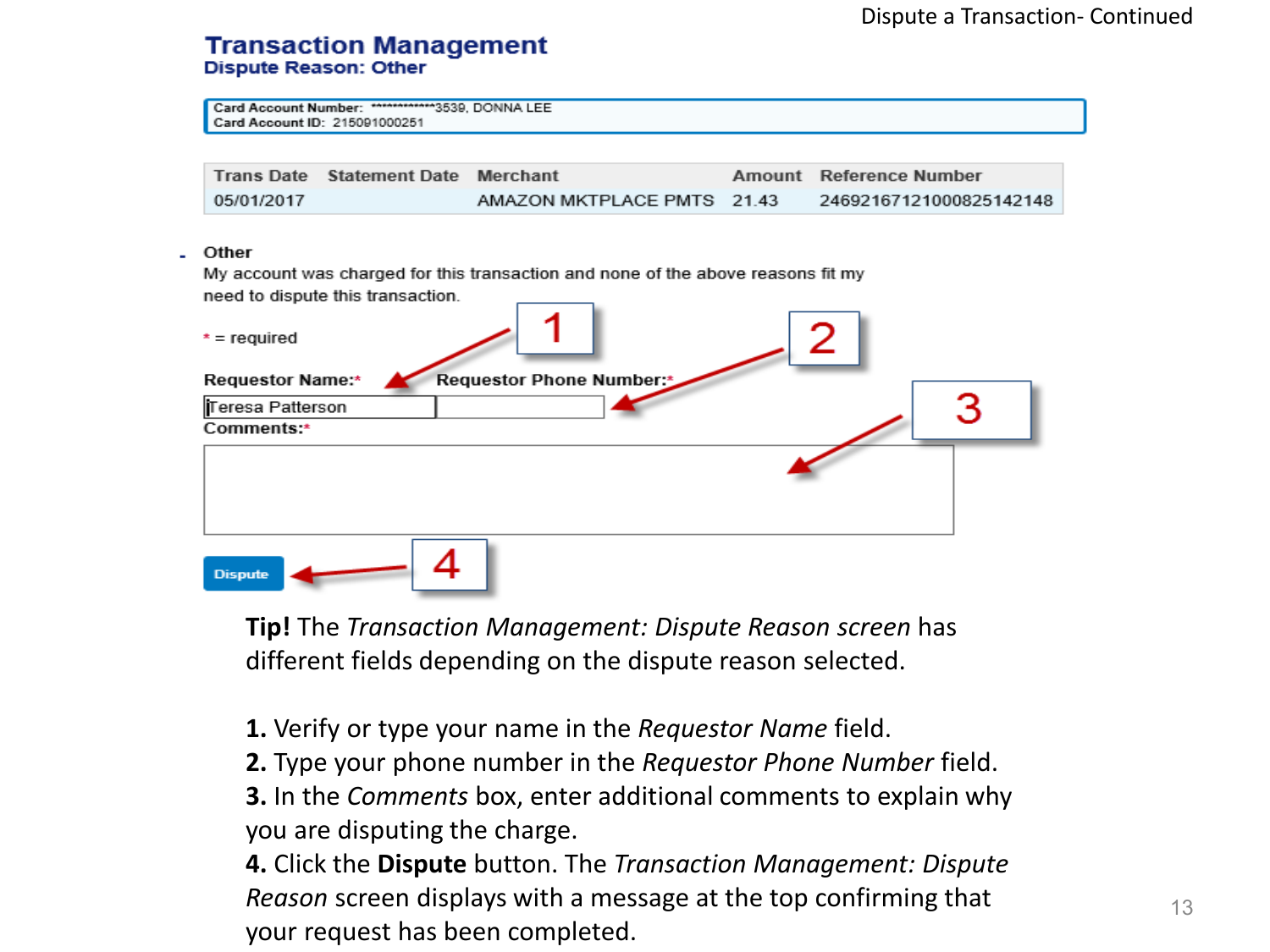Dispute a Transaction- Continued

## Transaction Management
### Dispute Reason: Other

Card Account Number: ************3539, DONNA LEE
Card Account ID: 215091000251

| Trans Date | Statement Date | Merchant | Amount | Reference Number |
|---|---|---|---|---|
| 05/01/2017 | | AMAZON MKTPLACE PMTS | 21.43 | 24692167121000825142148 |

**Other**
My account was charged for this transaction and none of the above reasons fit my need to dispute this transaction.

* = required

**Requestor Name:*** Teresa Patterson
**Requestor Phone Number:***
**Comments:***

**Dispute**

1

2

3

4

**Tip!** The *Transaction Management: Dispute Reason screen* has different fields depending on the dispute reason selected.

**1.** Verify or type your name in the *Requestor Name* field.
**2.** Type your phone number in the *Requestor Phone Number* field.
**3.** In the *Comments* box, enter additional comments to explain why you are disputing the charge.
**4.** Click the **Dispute** button. The *Transaction Management: Dispute Reason* screen displays with a message at the top confirming that your request has been completed.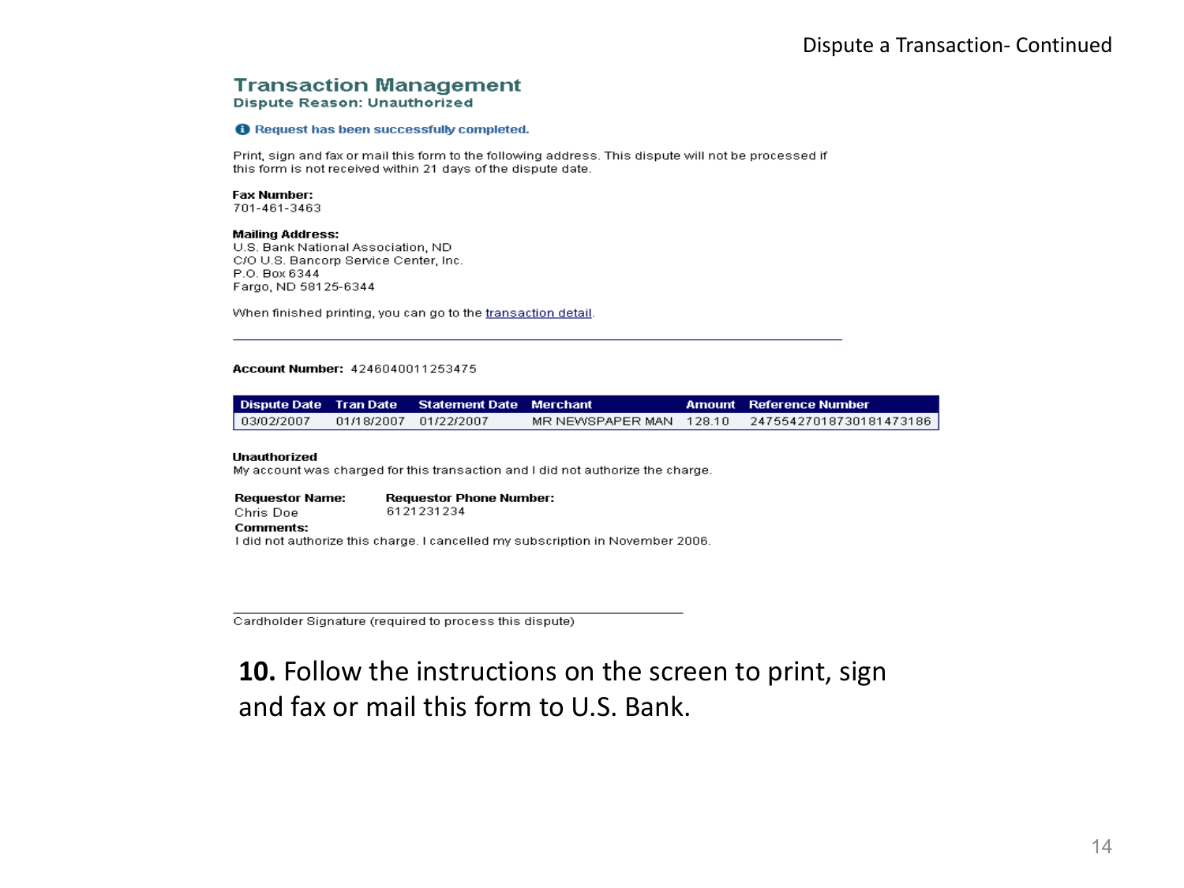Dispute a Transaction- Continued

## Transaction Management

**Dispute Reason: Unauthorized**

**Request has been successfully completed.**

Print, sign and fax or mail this form to the following address. This dispute will not be processed if this form is not received within 21 days of the dispute date.

**Fax Number:**
701-461-3463

**Mailing Address:**
U.S. Bank National Association, ND
C/O U.S. Bancorp Service Center, Inc.
P.O. Box 6344
Fargo, ND 58125-6344

When finished printing, you can go to the transaction detail.

---

**Account Number:** 4246040011253475

| Dispute Date | Tran Date | Statement Date | Merchant | Amount | Reference Number |
|---|---|---|---|---|---|
| 03/02/2007 | 01/18/2007 | 01/22/2007 | MR NEWSPAPER MAN | 128.10 | 24755427018730181473186 |

**Unauthorized**
My account was charged for this transaction and I did not authorize the charge.

| **Requestor Name:** | **Requestor Phone Number:** |
|---|---|
| Chris Doe | 6121231234 |

**Comments:**
I did not authorize this charge. I cancelled my subscription in November 2006.

\_\_\_\_\_\_\_\_\_\_\_\_\_\_\_\_\_\_\_\_\_\_\_\_\_\_\_\_\_\_\_\_\_\_\_\_\_\_
Cardholder Signature (required to process this dispute)

**10.** Follow the instructions on the screen to print, sign and fax or mail this form to U.S. Bank.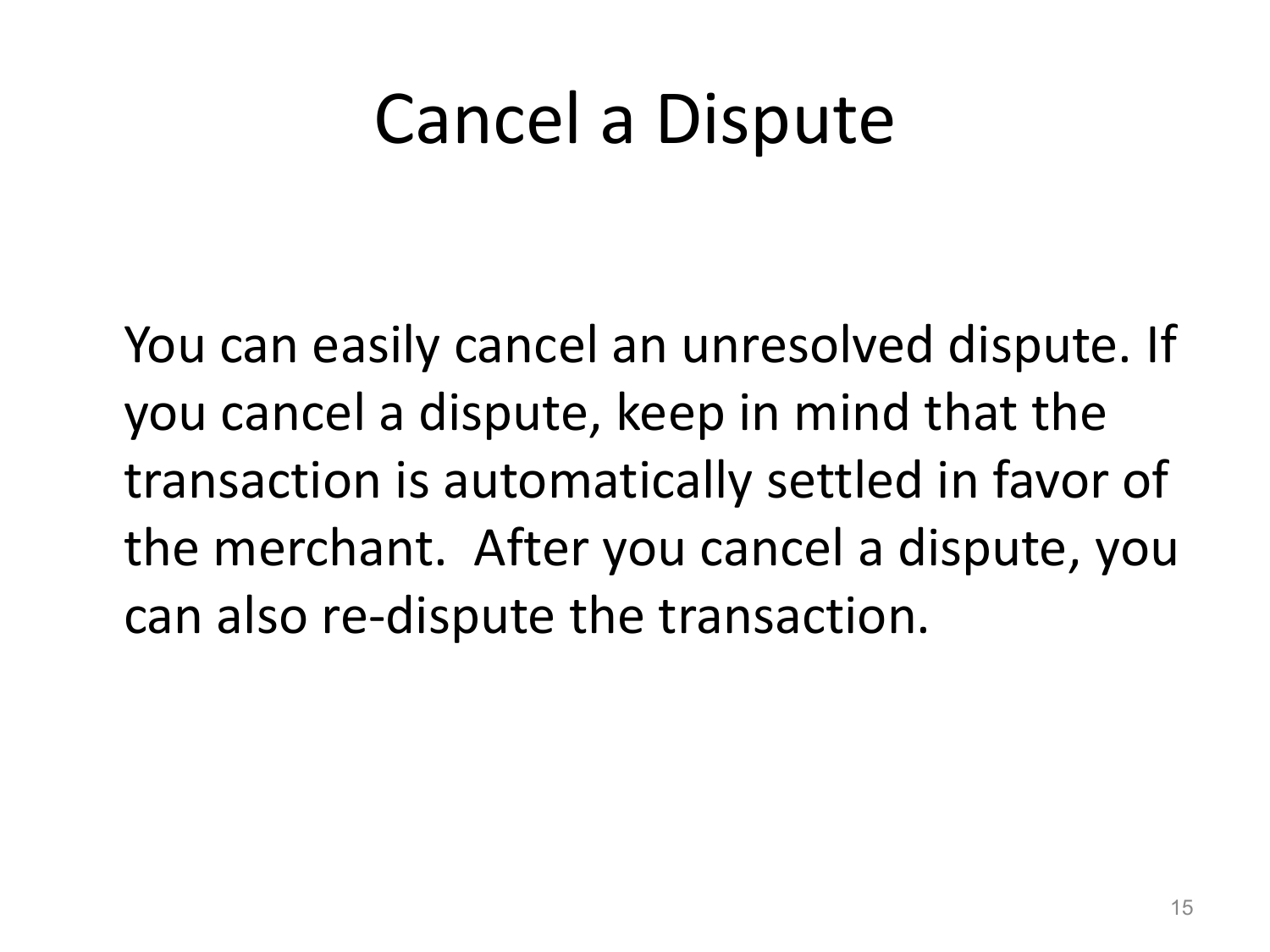# Cancel a Dispute

You can easily cancel an unresolved dispute. If you cancel a dispute, keep in mind that the transaction is automatically settled in favor of the merchant. After you cancel a dispute, you can also re-dispute the transaction.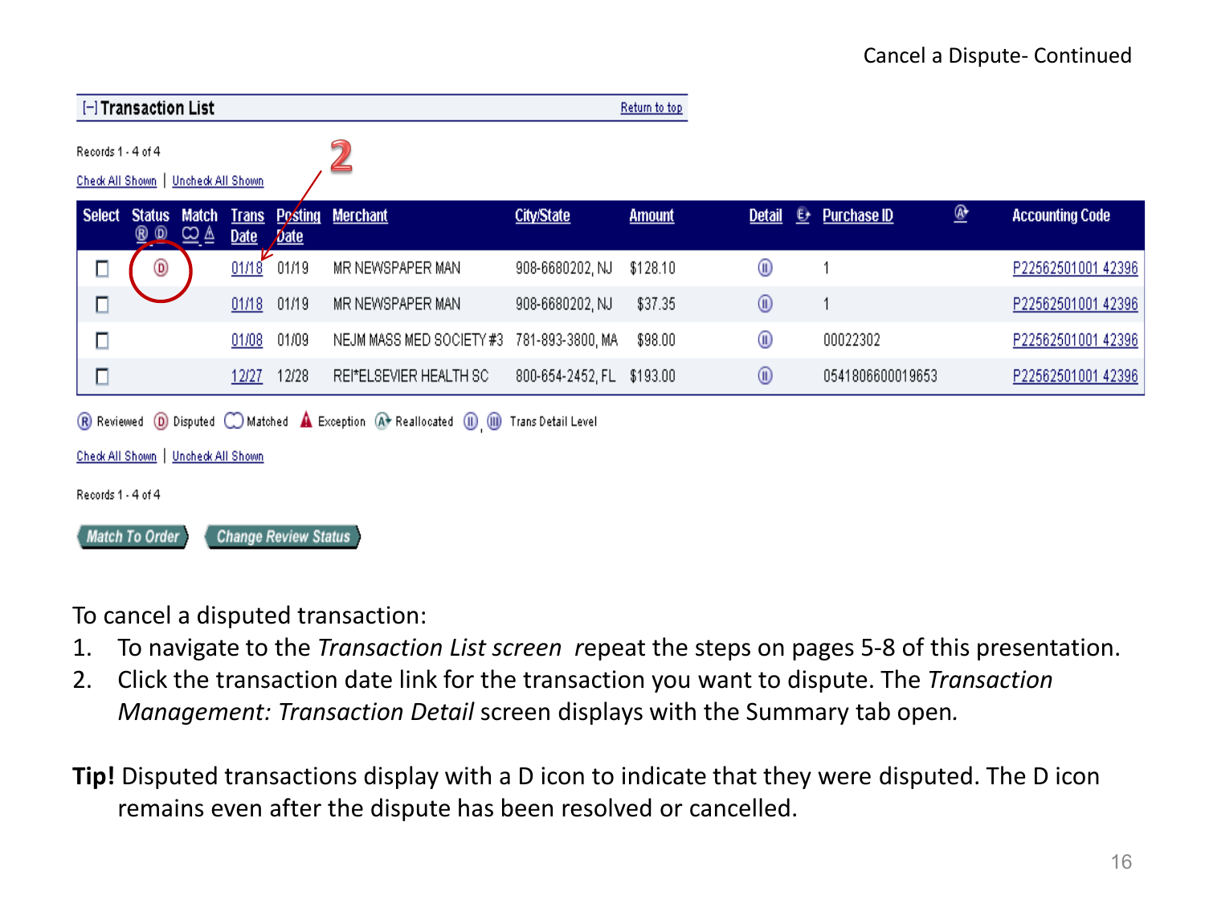Cancel a Dispute- Continued

**[-] Transaction List** Return to top

Records 1 - 4 of 4

Check All Shown | Uncheck All Shown

| Select | Status Ⓡ Ⓓ | Match | Trans Date | Posting Date | Merchant | City/State | Amount | Detail | Purchase ID | Accounting Code |
|---|---|---|---|---|---|---|---|---|---|---|
| ☐ | Ⓓ | | 01/18 | 01/19 | MR NEWSPAPER MAN | 908-6680202, NJ | $128.10 | Ⓘ | 1 | P22562501001 42396 |
| ☐ | | | 01/18 | 01/19 | MR NEWSPAPER MAN | 908-6680202, NJ | $37.35 | Ⓘ | 1 | P22562501001 42396 |
| ☐ | | | 01/08 | 01/09 | NEJM MASS MED SOCIETY #3 | 781-893-3800, MA | $98.00 | Ⓘ | 00022302 | P22562501001 42396 |
| ☐ | | | 12/27 | 12/28 | REI*ELSEVIER HEALTH SC | 800-654-2452, FL | $193.00 | Ⓘ | 0541806600019653 | P22562501001 42396 |

Ⓡ Reviewed Ⓓ Disputed Matched Exception Reallocated Ⓘ, Ⓘ Trans Detail Level

Check All Shown | Uncheck All Shown

Records 1 - 4 of 4

Match To Order | Change Review Status

To cancel a disputed transaction:

1. To navigate to the *Transaction List screen* repeat the steps on pages 5-8 of this presentation.
2. Click the transaction date link for the transaction you want to dispute. The *Transaction Management: Transaction Detail* screen displays with the Summary tab open.

**Tip!** Disputed transactions display with a D icon to indicate that they were disputed. The D icon remains even after the dispute has been resolved or cancelled.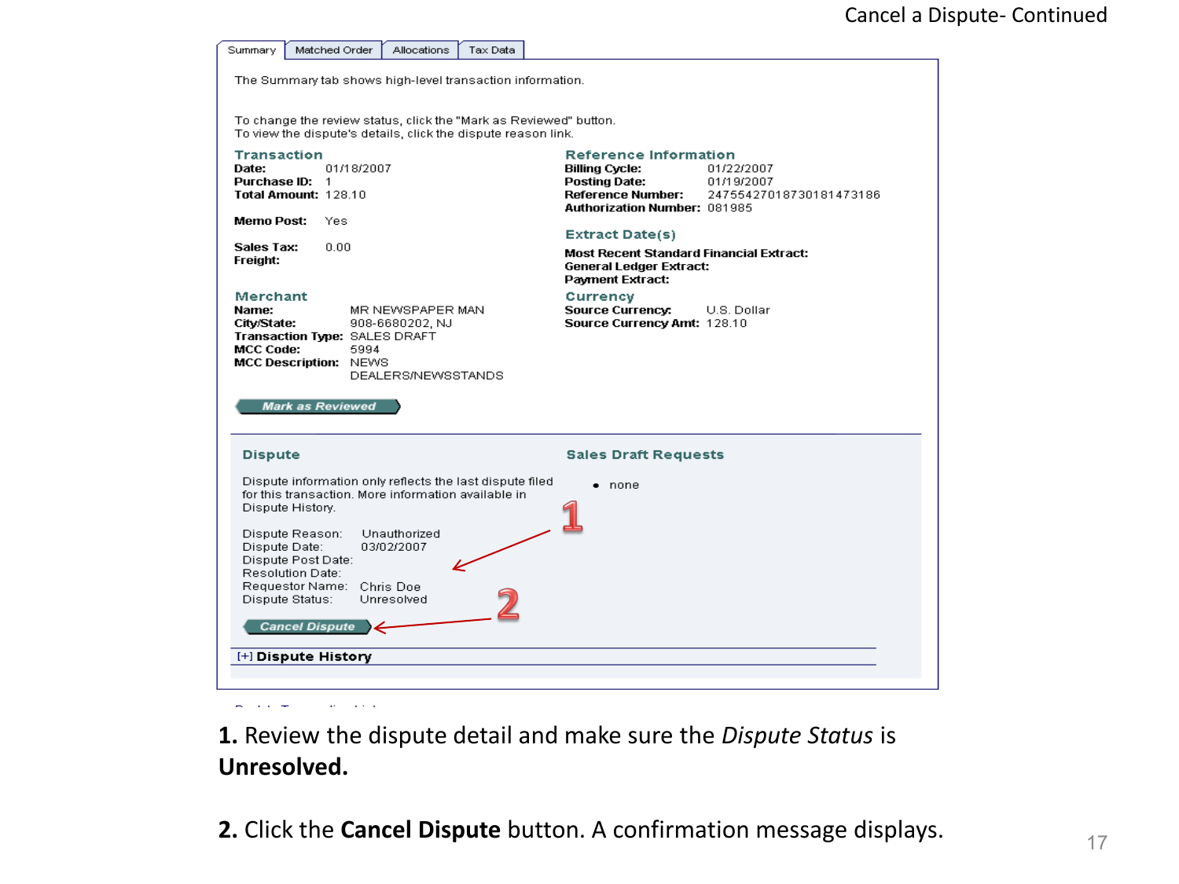# Cancel a Dispute- Continued

Summary | Matched Order | Allocations | Tax Data

The Summary tab shows high-level transaction information.

To change the review status, click the "Mark as Reviewed" button.
To view the dispute's details, click the dispute reason link.

**Transaction**

**Date:** 01/18/2007
**Purchase ID:** 1
**Total Amount:** 128.10

**Memo Post:** Yes

**Sales Tax:** 0.00
**Freight:**

**Merchant**

**Name:** MR NEWSPAPER MAN
**City/State:** 908-6680202, NJ
**Transaction Type:** SALES DRAFT
**MCC Code:** 5994
**MCC Description:** NEWS DEALERS/NEWSSTANDS

**Reference Information**

**Billing Cycle:** 01/22/2007
**Posting Date:** 01/19/2007
**Reference Number:** 24755427018730181473186
**Authorization Number:** 081985

**Extract Date(s)**

**Most Recent Standard Financial Extract:**
**General Ledger Extract:**
**Payment Extract:**

**Currency**

**Source Currency:** U.S. Dollar
**Source Currency Amt:** 128.10

Mark as Reviewed

**Dispute**

Dispute information only reflects the last dispute filed for this transaction. More information available in Dispute History.

Dispute Reason: Unauthorized
Dispute Date: 03/02/2007
Dispute Post Date:
Resolution Date:
Requestor Name: Chris Doe
Dispute Status: Unresolved

Cancel Dispute

**Sales Draft Requests**

- none

[+] **Dispute History**

**1.** Review the dispute detail and make sure the *Dispute Status* is **Unresolved.**

**2.** Click the **Cancel Dispute** button. A confirmation message displays.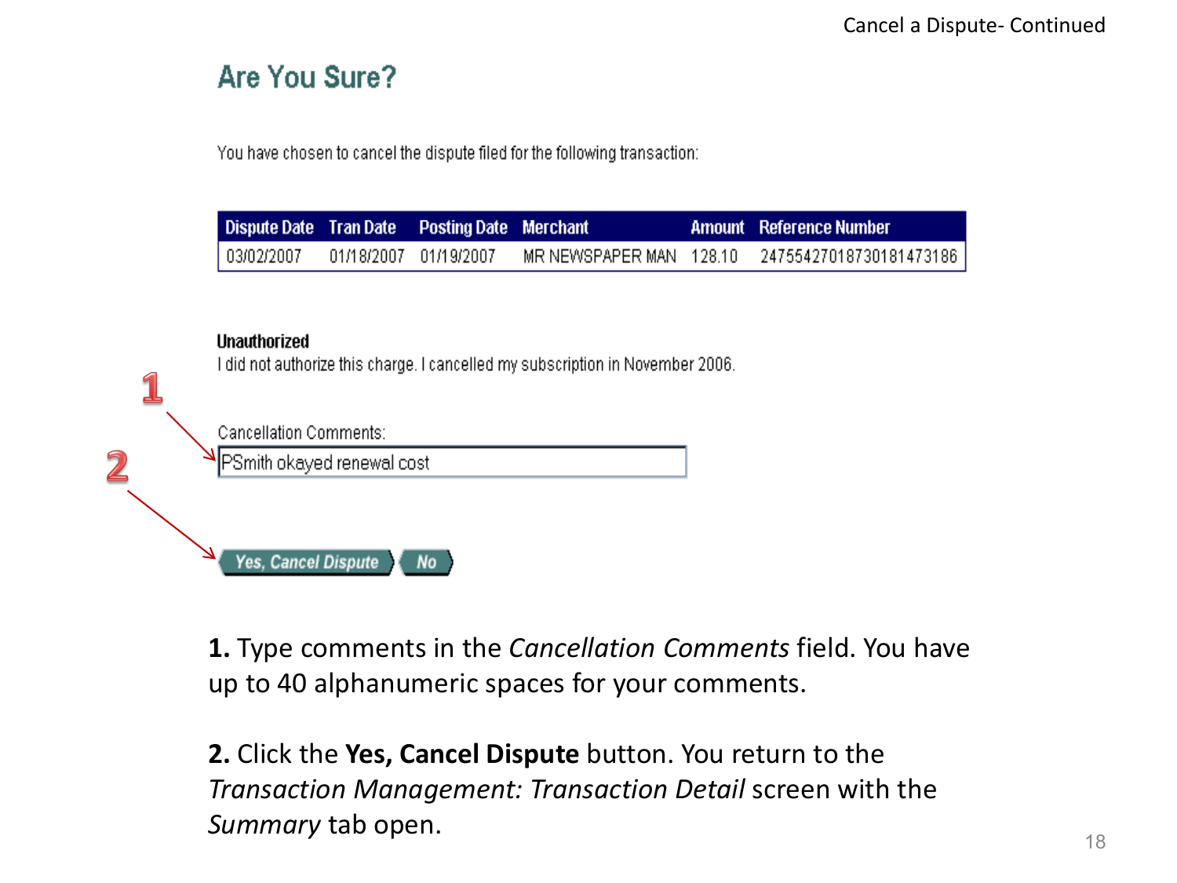Cancel a Dispute- Continued

## Are You Sure?

You have chosen to cancel the dispute filed for the following transaction:

| Dispute Date | Tran Date | Posting Date | Merchant | Amount | Reference Number |
|---|---|---|---|---|---|
| 03/02/2007 | 01/18/2007 | 01/19/2007 | MR NEWSPAPER MAN | 128.10 | 24755427018730181473186 |

**Unauthorized**
I did not authorize this charge. I cancelled my subscription in November 2006.

1

Cancellation Comments:

PSmith okayed renewal cost

2

Yes, Cancel Dispute | No

**1.** Type comments in the *Cancellation Comments* field. You have up to 40 alphanumeric spaces for your comments.

**2.** Click the **Yes, Cancel Dispute** button. You return to the *Transaction Management: Transaction Detail* screen with the *Summary* tab open.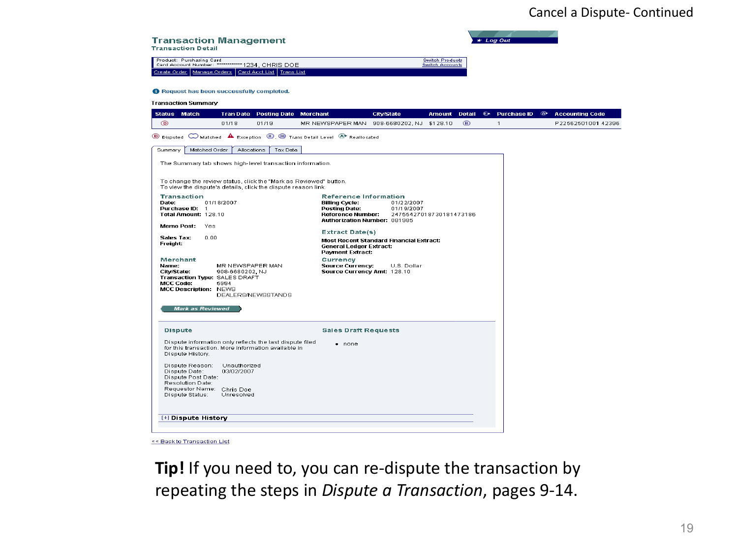# Cancel a Dispute- Continued

## Transaction Management
### Transaction Detail

Product: Purchasing Card
Card Account Number: ************1234, CHRIS DOE

Switch Products | Switch Accounts

Create Order | Manage Orders | Card Acct List | Trans List

Log Out

Request has been successfully completed.

**Transaction Summary**

| Status | Match | Tran Date | Posting Date | Merchant | City/State | Amount | Detail | Purchase ID | Accounting Code |
|---|---|---|---|---|---|---|---|---|---|
| D | | 01/18 | 01/19 | MR NEWSPAPER MAN | 908-6680202, NJ | $128.10 | II | 1 | P22562501001 42396 |

Disputed | Matched | Exception | Trans Detail Level | Reallocated

Summary | Matched Order | Allocations | Tax Data

The Summary tab shows high-level transaction information.

To change the review status, click the "Mark as Reviewed" button.
To view the dispute's details, click the dispute reason link.

**Transaction**
Date: 01/18/2007
Purchase ID: 1
Total Amount: 128.10

Memo Post: Yes

Sales Tax: 0.00
Freight:

**Merchant**
Name: MR NEWSPAPER MAN
City/State: 908-6680202, NJ
Transaction Type: SALES DRAFT
MCC Code: 5994
MCC Description: NEWS DEALERS/NEWSSTANDS

**Reference Information**
Billing Cycle: 01/22/2007
Posting Date: 01/19/2007
Reference Number: 24755427018730181473186
Authorization Number: 081985

**Extract Date(s)**
Most Recent Standard Financial Extract:
General Ledger Extract:
Payment Extract:

**Currency**
Source Currency: U.S. Dollar
Source Currency Amt: 128.10

Mark as Reviewed

**Dispute**

Dispute information only reflects the last dispute filed for this transaction. More information available in Dispute History.

Dispute Reason: Unauthorized
Dispute Date: 03/02/2007
Dispute Post Date:
Resolution Date:
Requestor Name: Chris Doe
Dispute Status: Unresolved

**Sales Draft Requests**

- none

[+] Dispute History

<< Back to Transaction List

**Tip!** If you need to, you can re-dispute the transaction by repeating the steps in *Dispute a Transaction*, pages 9-14.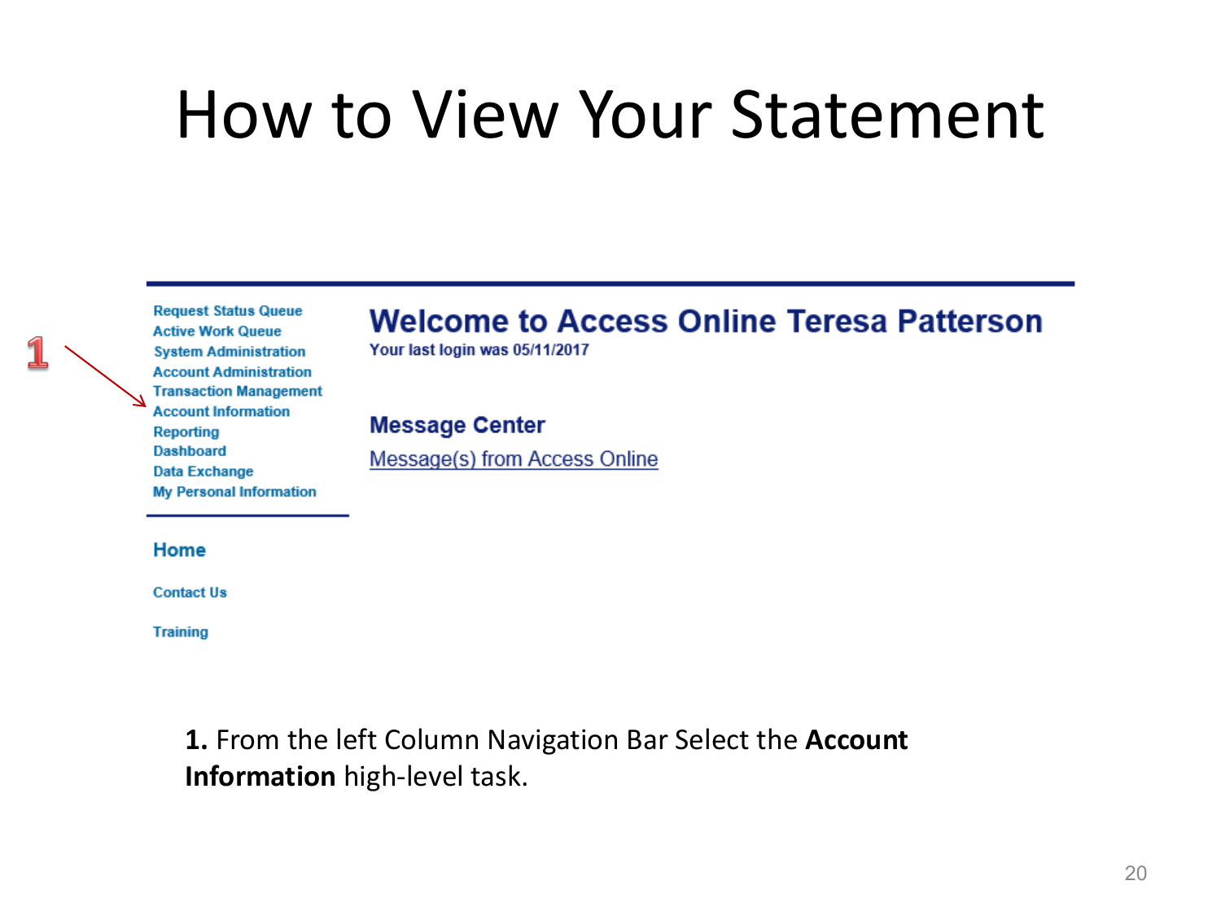# How to View Your Statement

1

Request Status Queue
Active Work Queue
System Administration
Account Administration
Transaction Management
Account Information
Reporting
Dashboard
Data Exchange
My Personal Information

**Home**

Contact Us

Training

## Welcome to Access Online Teresa Patterson

Your last login was 05/11/2017

**Message Center**

Message(s) from Access Online

**1.** From the left Column Navigation Bar Select the **Account Information** high-level task.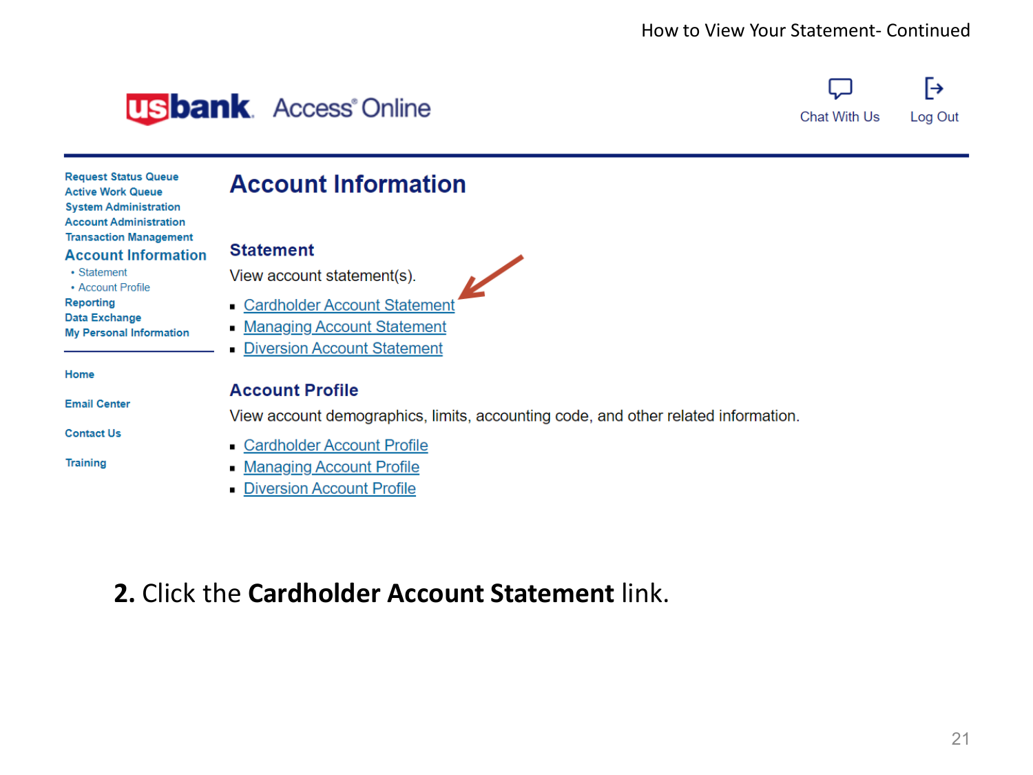How to View Your Statement- Continued

usbank Access® Online

Chat With Us Log Out

Request Status Queue
Active Work Queue
System Administration
Account Administration
Transaction Management
Account Information
- Statement
- Account Profile

Reporting
Data Exchange
My Personal Information

Home
Email Center
Contact Us
Training

# Account Information

## Statement

View account statement(s).

- Cardholder Account Statement
- Managing Account Statement
- Diversion Account Statement

## Account Profile

View account demographics, limits, accounting code, and other related information.

- Cardholder Account Profile
- Managing Account Profile
- Diversion Account Profile

**2.** Click the **Cardholder Account Statement** link.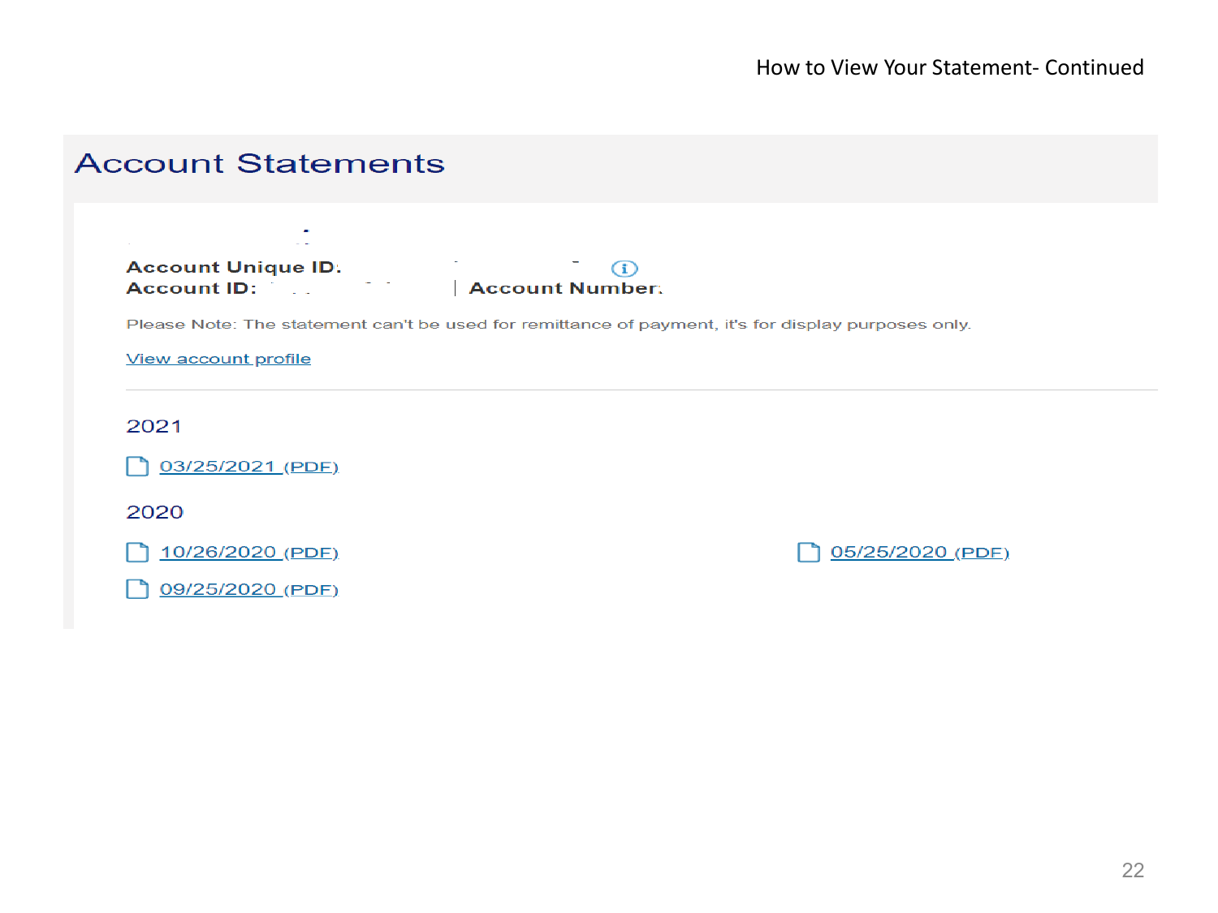How to View Your Statement- Continued

# Account Statements

**Account Unique ID:**
**Account ID:** | **Account Number:**

Please Note: The statement can't be used for remittance of payment, it's for display purposes only.

View account profile

## 2021

- 03/25/2021 (PDF)

## 2020

- 10/26/2020 (PDF)
- 09/25/2020 (PDF)
- 05/25/2020 (PDF)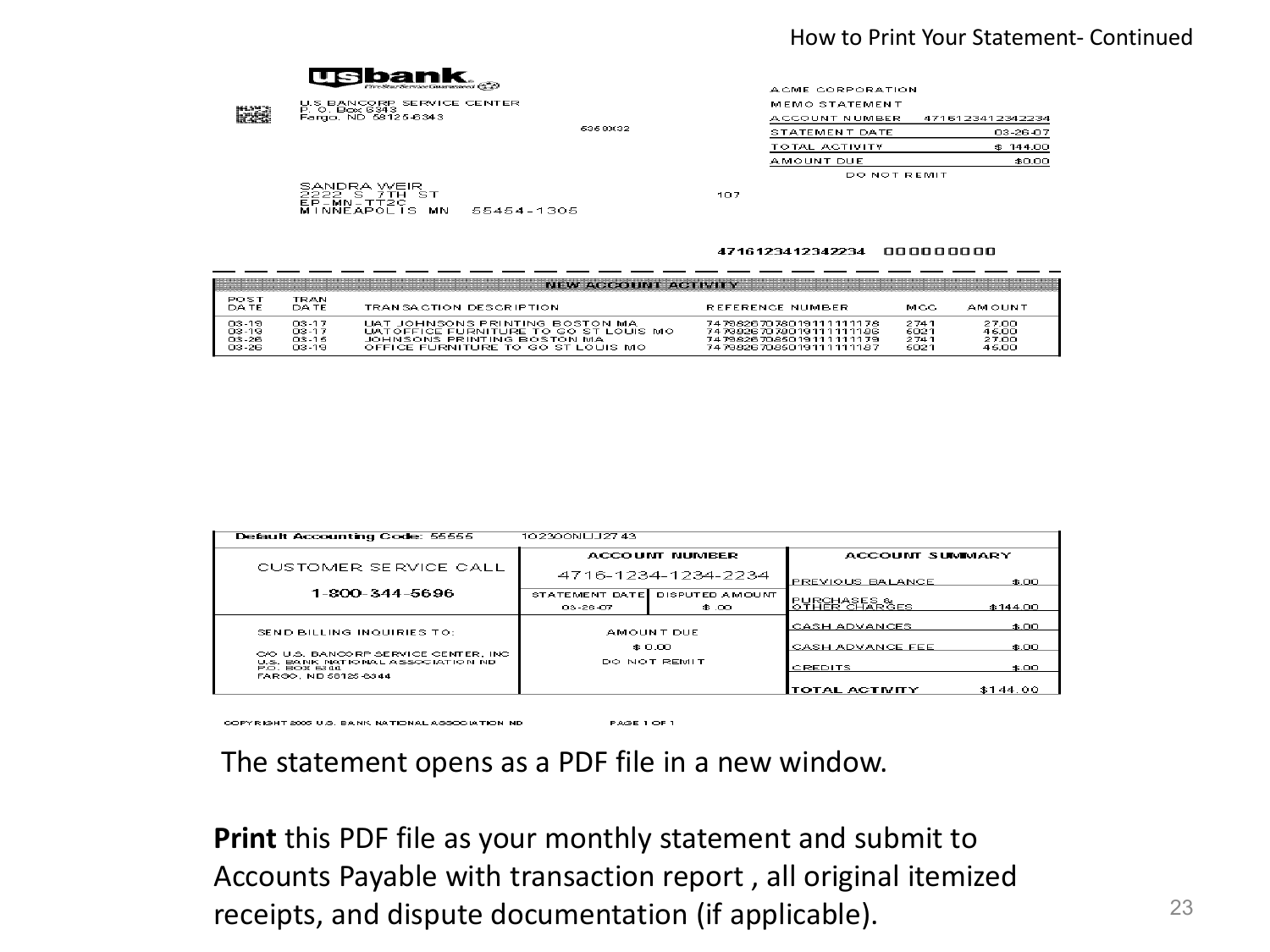How to Print Your Statement- Continued

**usbank.** Five Star Service Guaranteed

U.S. BANCORP SERVICE CENTER
P. O. Box 6343
Fargo, ND 58125-6343

6368X32

| ACME CORPORATION | |
|---|---|
| MEMO STATEMENT | |
| ACCOUNT NUMBER | 4716123412342234 |
| STATEMENT DATE | 03-26-07 |
| TOTAL ACTIVITY | $ 144.00 |
| AMOUNT DUE | $0.00 |
| DO NOT REMIT | |

SANDRA WEIR
2222 S 7TH ST
EP-MN-TT2C
MINNEAPOLIS MN 55454-1305

107

4716123412342234 000000000

**NEW ACCOUNT ACTIVITY**

| POST DATE | TRAN DATE | TRANSACTION DESCRIPTION | REFERENCE NUMBER | MCC | AMOUNT |
|---|---|---|---|---|---|
| 03-19 | 03-17 | UAT JOHNSONS PRINTING BOSTON MA | 74798267078019111111178 | 2741 | 27.00 |
| 03-19 | 03-17 | UATOFFICE FURNITURE TO GO ST LOUIS MO | 74798267078019111111186 | 6021 | 45.00 |
| 03-26 | 03-15 | JOHNSONS PRINTING BOSTON MA | 74798267085019111111179 | 2741 | 27.00 |
| 03-26 | 03-19 | OFFICE FURNITURE TO GO ST LOUIS MO | 74798267085019111111187 | 6021 | 45.00 |

**Default Accounting Code: 55555** 10230ONLIJ2743

| CUSTOMER SERVICE CALL | ACCOUNT NUMBER | | ACCOUNT SUMMARY | |
|---|---|---|---|---|
| 1-800-344-5696 | 4716-1234-1234-2234 | | PREVIOUS BALANCE | $.00 |
| | STATEMENT DATE | DISPUTED AMOUNT | PURCHASES & OTHER CHARGES | $144.00 |
| | 03-26-07 | $ .00 | CASH ADVANCES | $.00 |
| SEND BILLING INQUIRIES TO: | AMOUNT DUE | | CASH ADVANCE FEE | $.00 |
| C/O U.S. BANCORP SERVICE CENTER, INC U.S. BANK NATIONAL ASSOCIATION ND P.O. BOX 6344 FARGO, ND 58125-6344 | $ 0.00 | | CREDITS | $.00 |
| | DO NOT REMIT | | TOTAL ACTIVITY | $144.00 |

COPYRIGHT 2005 U.S. BANK NATIONAL ASSOCIATION ND PAGE 1 OF 1

The statement opens as a PDF file in a new window.

**Print** this PDF file as your monthly statement and submit to Accounts Payable with transaction report , all original itemized receipts, and dispute documentation (if applicable).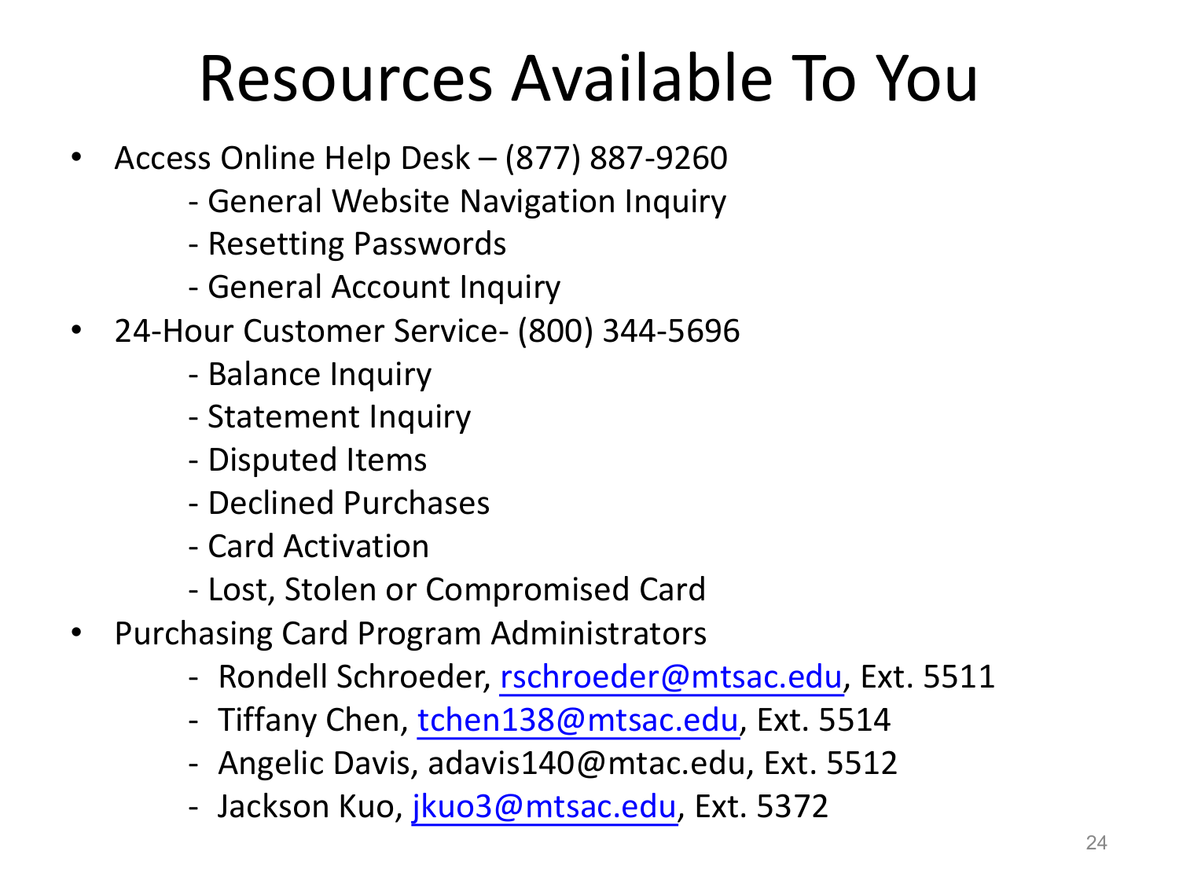# Resources Available To You

- Access Online Help Desk – (877) 887-9260
  - General Website Navigation Inquiry
  - Resetting Passwords
  - General Account Inquiry
- 24-Hour Customer Service- (800) 344-5696
  - Balance Inquiry
  - Statement Inquiry
  - Disputed Items
  - Declined Purchases
  - Card Activation
  - Lost, Stolen or Compromised Card
- Purchasing Card Program Administrators
  - Rondell Schroeder, rschroeder@mtsac.edu, Ext. 5511
  - Tiffany Chen, tchen138@mtsac.edu, Ext. 5514
  - Angelic Davis, adavis140@mtac.edu, Ext. 5512
  - Jackson Kuo, jkuo3@mtsac.edu, Ext. 5372